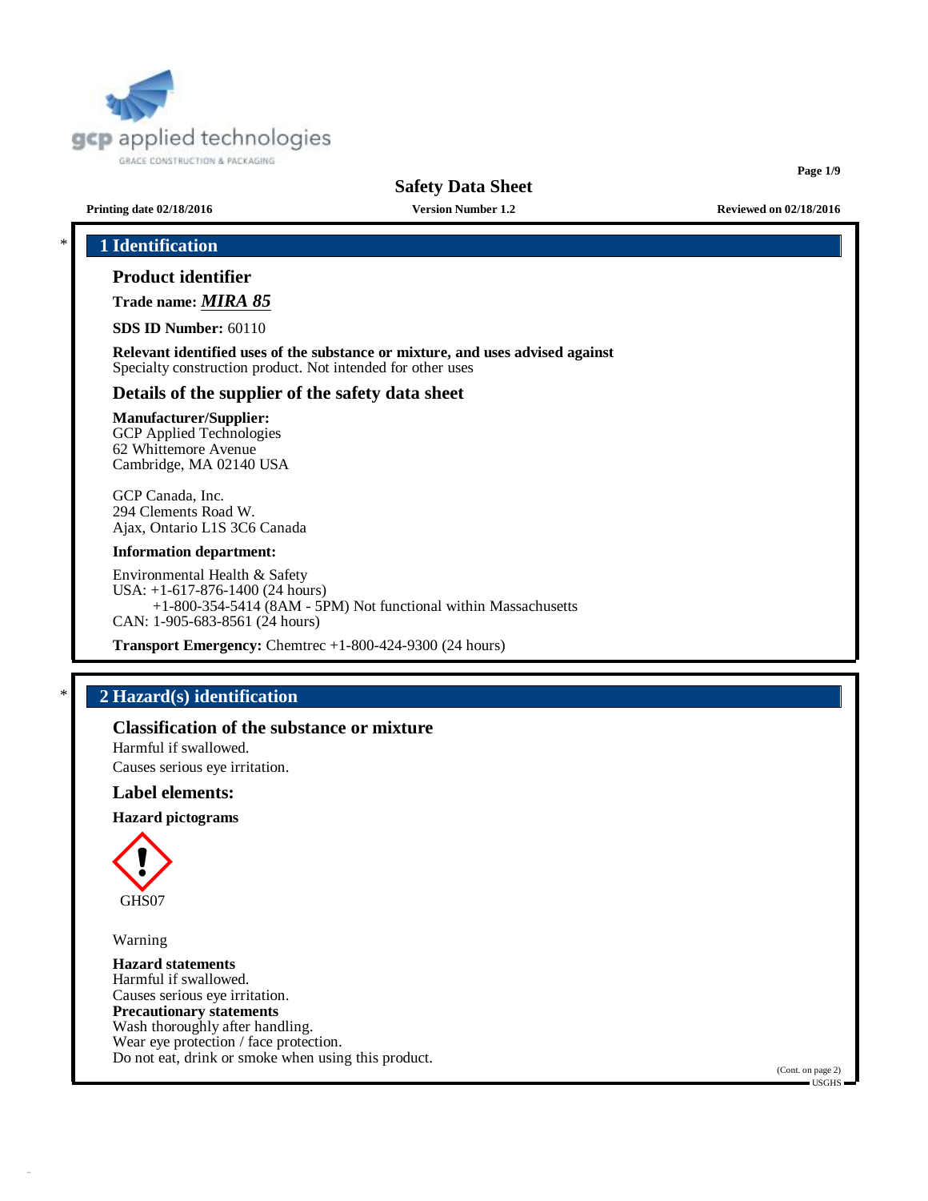gcp applied technologies

GRACE CONSTRUCTION & PACKAGING

# Safety Data Sheet

**Printing date 02/18/2016** **Version Number 1.2** **Reviewed on 02/18/2016**

## 1 Identification

### Product identifier

**Trade name:** ***MIRA 85***

**SDS ID Number:** 60110

**Relevant identified uses of the substance or mixture, and uses advised against**
Specialty construction product. Not intended for other uses

### Details of the supplier of the safety data sheet

**Manufacturer/Supplier:**
GCP Applied Technologies
62 Whittemore Avenue
Cambridge, MA 02140 USA

GCP Canada, Inc.
294 Clements Road W.
Ajax, Ontario L1S 3C6 Canada

**Information department:**

Environmental Health & Safety
USA: +1-617-876-1400 (24 hours)
+1-800-354-5414 (8AM - 5PM) Not functional within Massachusetts
CAN: 1-905-683-8561 (24 hours)

**Transport Emergency:** Chemtrec +1-800-424-9300 (24 hours)

## 2 Hazard(s) identification

### Classification of the substance or mixture

Harmful if swallowed.
Causes serious eye irritation.

### Label elements:

**Hazard pictograms**

GHS07

Warning

**Hazard statements**
Harmful if swallowed.
Causes serious eye irritation.
**Precautionary statements**
Wash thoroughly after handling.
Wear eye protection / face protection.
Do not eat, drink or smoke when using this product.

(Cont. on page 2)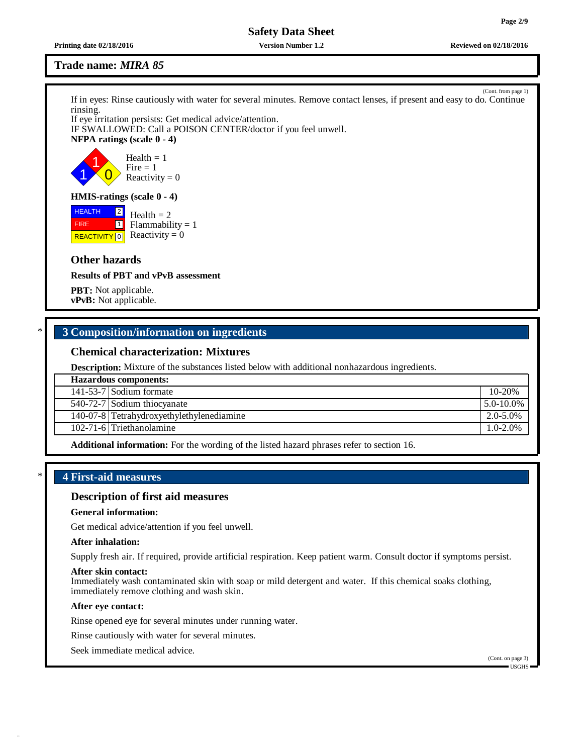## Trade name: *MIRA 85*

(Cont. from page 1)

If in eyes: Rinse cautiously with water for several minutes. Remove contact lenses, if present and easy to do. Continue rinsing.
If eye irritation persists: Get medical advice/attention.
IF SWALLOWED: Call a POISON CENTER/doctor if you feel unwell.

**NFPA ratings (scale 0 - 4)**

Health = 1
Fire = 1
Reactivity = 0

**HMIS-ratings (scale 0 - 4)**

| | |
|---|---|
| HEALTH | 2 |
| FIRE | 1 |
| REACTIVITY | 0 |

Health = 2
Flammability = 1
Reactivity = 0

### Other hazards

**Results of PBT and vPvB assessment**

**PBT:** Not applicable.
**vPvB:** Not applicable.

## * 3 Composition/information on ingredients

### Chemical characterization: Mixtures

**Description:** Mixture of the substances listed below with additional nonhazardous ingredients.

| Hazardous components: | | |
|---|---|---|
| 141-53-7 | Sodium formate | 10-20% |
| 540-72-7 | Sodium thiocyanate | 5.0-10.0% |
| 140-07-8 | Tetrahydroxyethylethylenediamine | 2.0-5.0% |
| 102-71-6 | Triethanolamine | 1.0-2.0% |

**Additional information:** For the wording of the listed hazard phrases refer to section 16.

## * 4 First-aid measures

### Description of first aid measures

**General information:**

Get medical advice/attention if you feel unwell.

**After inhalation:**

Supply fresh air. If required, provide artificial respiration. Keep patient warm. Consult doctor if symptoms persist.

**After skin contact:**
Immediately wash contaminated skin with soap or mild detergent and water. If this chemical soaks clothing, immediately remove clothing and wash skin.

**After eye contact:**

Rinse opened eye for several minutes under running water.

Rinse cautiously with water for several minutes.

Seek immediate medical advice.

(Cont. on page 3)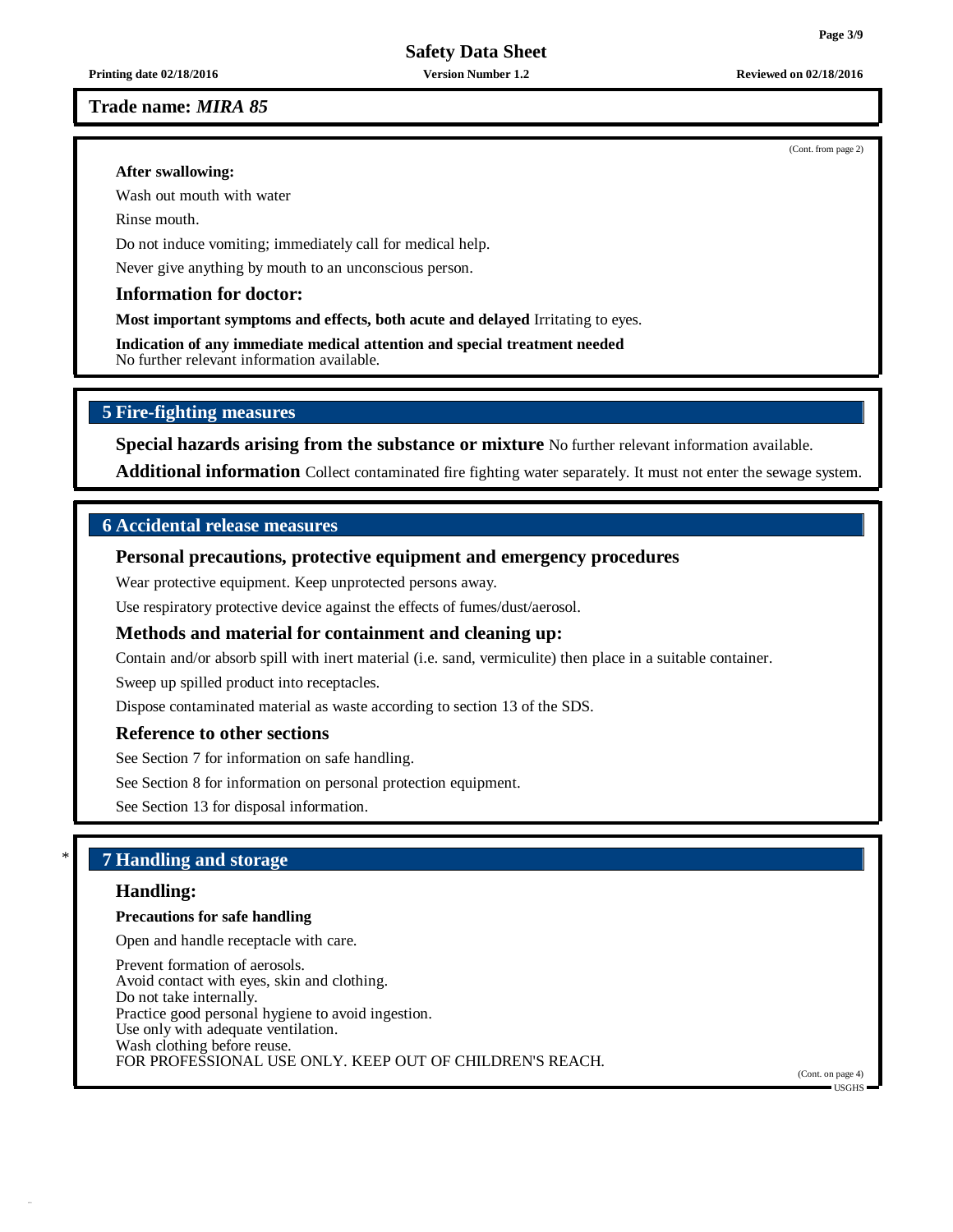**Trade name: *MIRA 85***

(Cont. from page 2)

**After swallowing:**

Wash out mouth with water

Rinse mouth.

Do not induce vomiting; immediately call for medical help.

Never give anything by mouth to an unconscious person.

### Information for doctor:

**Most important symptoms and effects, both acute and delayed** Irritating to eyes.

**Indication of any immediate medical attention and special treatment needed**
No further relevant information available.

## 5 Fire-fighting measures

**Special hazards arising from the substance or mixture** No further relevant information available.

**Additional information** Collect contaminated fire fighting water separately. It must not enter the sewage system.

## 6 Accidental release measures

### Personal precautions, protective equipment and emergency procedures

Wear protective equipment. Keep unprotected persons away.

Use respiratory protective device against the effects of fumes/dust/aerosol.

### Methods and material for containment and cleaning up:

Contain and/or absorb spill with inert material (i.e. sand, vermiculite) then place in a suitable container.

Sweep up spilled product into receptacles.

Dispose contaminated material as waste according to section 13 of the SDS.

### Reference to other sections

See Section 7 for information on safe handling.

See Section 8 for information on personal protection equipment.

See Section 13 for disposal information.

## * 7 Handling and storage

### Handling:

**Precautions for safe handling**

Open and handle receptacle with care.

Prevent formation of aerosols.
Avoid contact with eyes, skin and clothing.
Do not take internally.
Practice good personal hygiene to avoid ingestion.
Use only with adequate ventilation.
Wash clothing before reuse.
FOR PROFESSIONAL USE ONLY. KEEP OUT OF CHILDREN'S REACH.

(Cont. on page 4)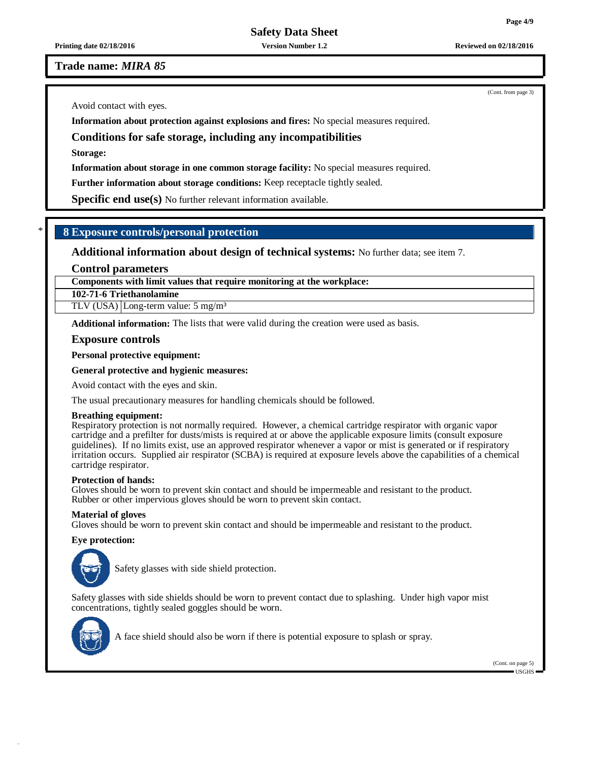Trade name: *MIRA 85*

(Cont. from page 3)

Avoid contact with eyes.

**Information about protection against explosions and fires:** No special measures required.

### Conditions for safe storage, including any incompatibilities

**Storage:**

**Information about storage in one common storage facility:** No special measures required.

**Further information about storage conditions:** Keep receptacle tightly sealed.

**Specific end use(s)** No further relevant information available.

## * 8 Exposure controls/personal protection

**Additional information about design of technical systems:** No further data; see item 7.

### Control parameters

| Components with limit values that require monitoring at the workplace: | |
|---|---|
| **102-71-6 Triethanolamine** | |
| TLV (USA) | Long-term value: 5 mg/m³ |

**Additional information:** The lists that were valid during the creation were used as basis.

### Exposure controls

**Personal protective equipment:**

**General protective and hygienic measures:**

Avoid contact with the eyes and skin.

The usual precautionary measures for handling chemicals should be followed.

**Breathing equipment:**
Respiratory protection is not normally required. However, a chemical cartridge respirator with organic vapor cartridge and a prefilter for dusts/mists is required at or above the applicable exposure limits (consult exposure guidelines). If no limits exist, use an approved respirator whenever a vapor or mist is generated or if respiratory irritation occurs. Supplied air respirator (SCBA) is required at exposure levels above the capabilities of a chemical cartridge respirator.

**Protection of hands:**
Gloves should be worn to prevent skin contact and should be impermeable and resistant to the product.
Rubber or other impervious gloves should be worn to prevent skin contact.

**Material of gloves**
Gloves should be worn to prevent skin contact and should be impermeable and resistant to the product.

**Eye protection:**

Safety glasses with side shield protection.

Safety glasses with side shields should be worn to prevent contact due to splashing. Under high vapor mist concentrations, tightly sealed goggles should be worn.

A face shield should also be worn if there is potential exposure to splash or spray.

(Cont. on page 5)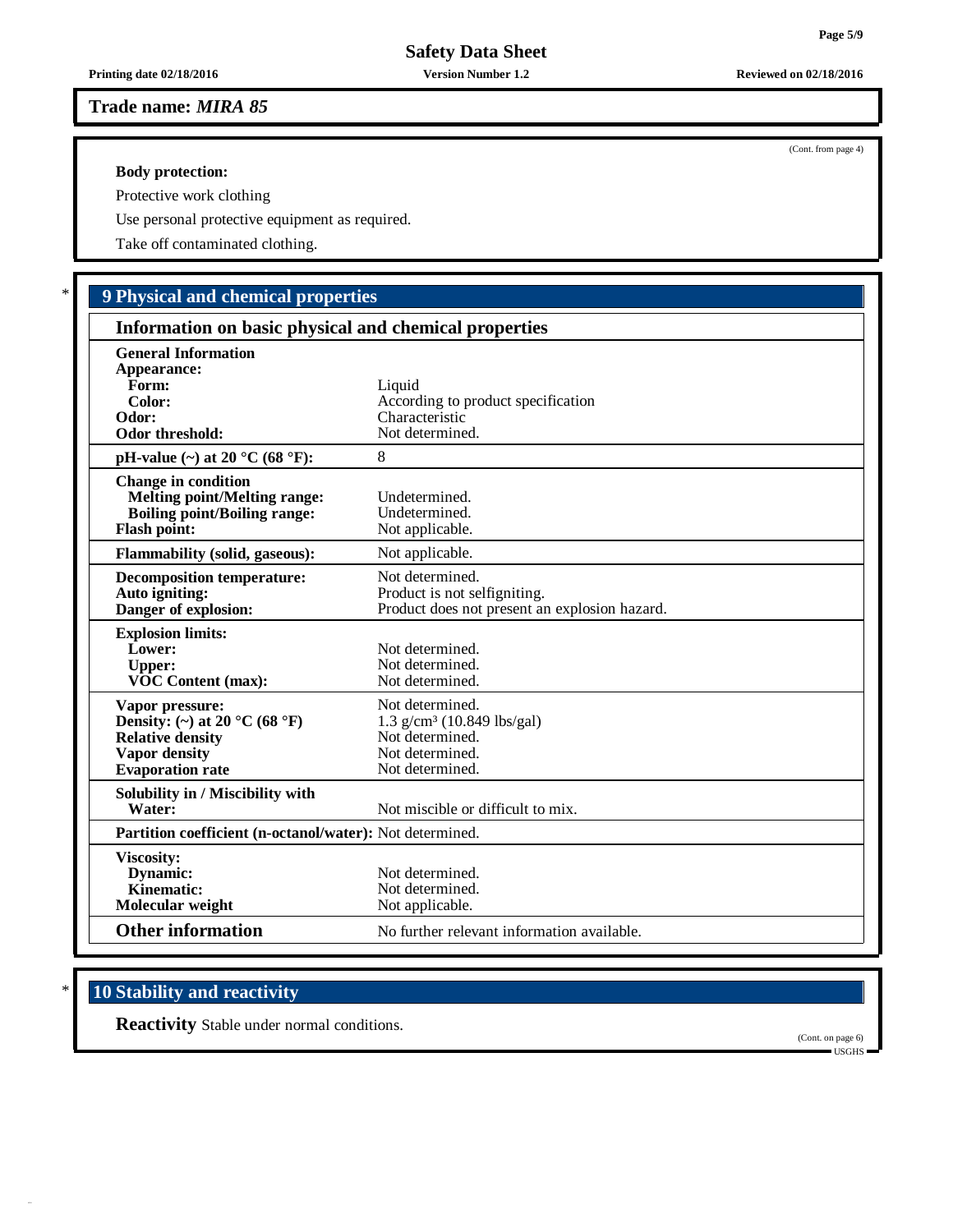**Trade name:** ***MIRA 85***

(Cont. from page 4)

**Body protection:**

Protective work clothing

Use personal protective equipment as required.

Take off contaminated clothing.

## * 9 Physical and chemical properties

### Information on basic physical and chemical properties

| | |
|---|---|
| **General Information** | |
| **Appearance:** | |
| **Form:** | Liquid |
| **Color:** | According to product specification |
| **Odor:** | Characteristic |
| **Odor threshold:** | Not determined. |
| **pH-value (~) at 20 °C (68 °F):** | 8 |
| **Change in condition** | |
| **Melting point/Melting range:** | Undetermined. |
| **Boiling point/Boiling range:** | Undetermined. |
| **Flash point:** | Not applicable. |
| **Flammability (solid, gaseous):** | Not applicable. |
| **Decomposition temperature:** | Not determined. |
| **Auto igniting:** | Product is not selfigniting. |
| **Danger of explosion:** | Product does not present an explosion hazard. |
| **Explosion limits:** | |
| **Lower:** | Not determined. |
| **Upper:** | Not determined. |
| **VOC Content (max):** | Not determined. |
| **Vapor pressure:** | Not determined. |
| **Density: (~) at 20 °C (68 °F)** | 1.3 g/cm³ (10.849 lbs/gal) |
| **Relative density** | Not determined. |
| **Vapor density** | Not determined. |
| **Evaporation rate** | Not determined. |
| **Solubility in / Miscibility with** | |
| **Water:** | Not miscible or difficult to mix. |
| **Partition coefficient (n-octanol/water):** | Not determined. |
| **Viscosity:** | |
| **Dynamic:** | Not determined. |
| **Kinematic:** | Not determined. |
| **Molecular weight** | Not applicable. |
| **Other information** | No further relevant information available. |

## * 10 Stability and reactivity

**Reactivity** Stable under normal conditions.

(Cont. on page 6)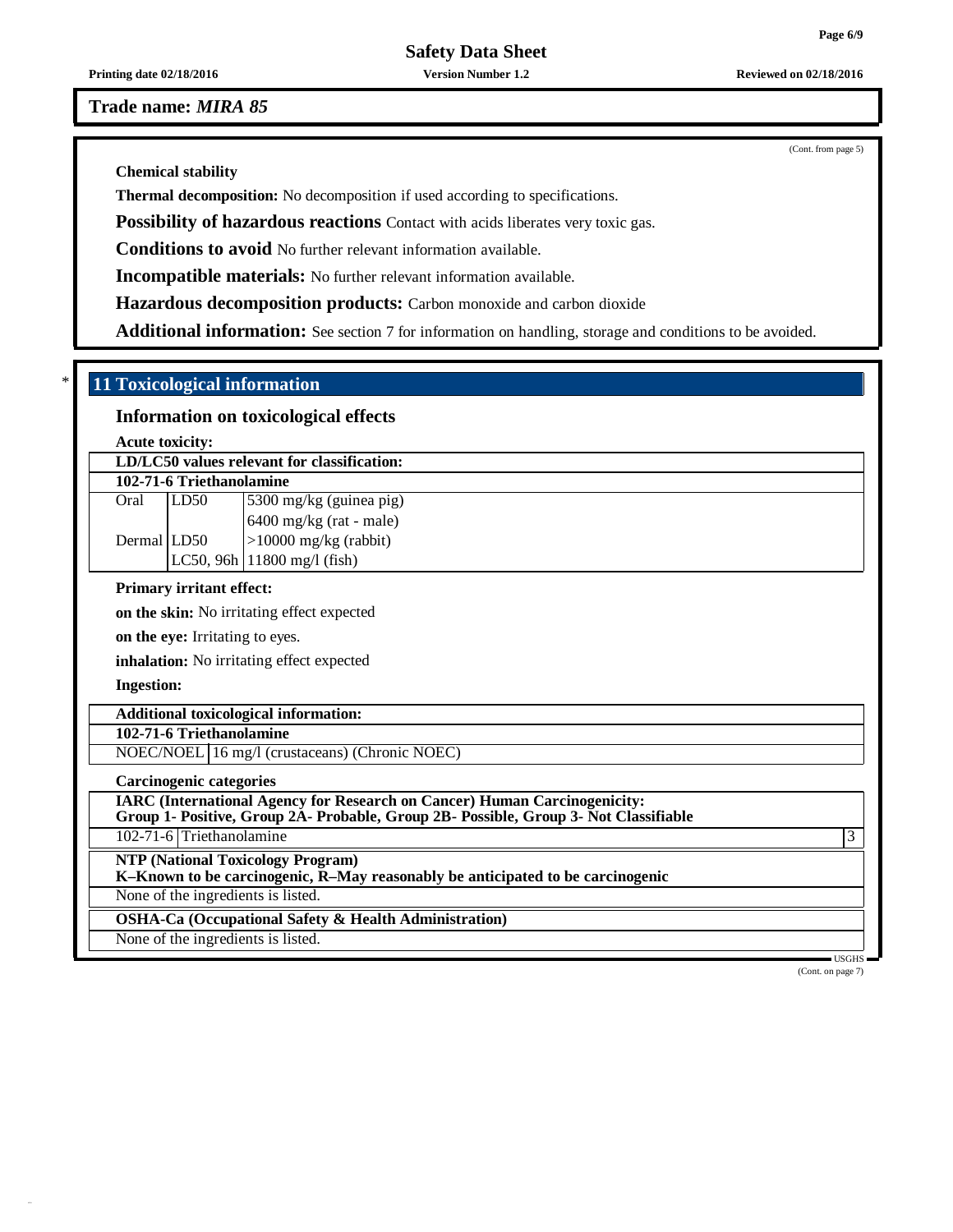**Trade name:** ***MIRA 85***

(Cont. from page 5)

**Chemical stability**

**Thermal decomposition:** No decomposition if used according to specifications.

**Possibility of hazardous reactions** Contact with acids liberates very toxic gas.

**Conditions to avoid** No further relevant information available.

**Incompatible materials:** No further relevant information available.

**Hazardous decomposition products:** Carbon monoxide and carbon dioxide

**Additional information:** See section 7 for information on handling, storage and conditions to be avoided.

\* 

## 11 Toxicological information

### Information on toxicological effects

**Acute toxicity:**

| **LD/LC50 values relevant for classification:** | | |
|---|---|---|
| **102-71-6 Triethanolamine** | | |
| Oral | LD50 | 5300 mg/kg (guinea pig) |
| | | 6400 mg/kg (rat - male) |
| Dermal | LD50 | >10000 mg/kg (rabbit) |
| | LC50, 96h | 11800 mg/l (fish) |

**Primary irritant effect:**

**on the skin:** No irritating effect expected

**on the eye:** Irritating to eyes.

**inhalation:** No irritating effect expected

**Ingestion:**

| **Additional toxicological information:** | |
|---|---|
| **102-71-6 Triethanolamine** | |
| NOEC/NOEL | 16 mg/l (crustaceans) (Chronic NOEC) |

**Carcinogenic categories**

| **IARC (International Agency for Research on Cancer) Human Carcinogenicity: Group 1- Positive, Group 2A- Probable, Group 2B- Possible, Group 3- Not Classifiable** | | |
|---|---|---|
| 102-71-6 | Triethanolamine | 3 |

| **NTP (National Toxicology Program) K–Known to be carcinogenic, R–May reasonably be anticipated to be carcinogenic** |
|---|
| None of the ingredients is listed. |

| **OSHA-Ca (Occupational Safety & Health Administration)** |
|---|
| None of the ingredients is listed. |

USGHS

(Cont. on page 7)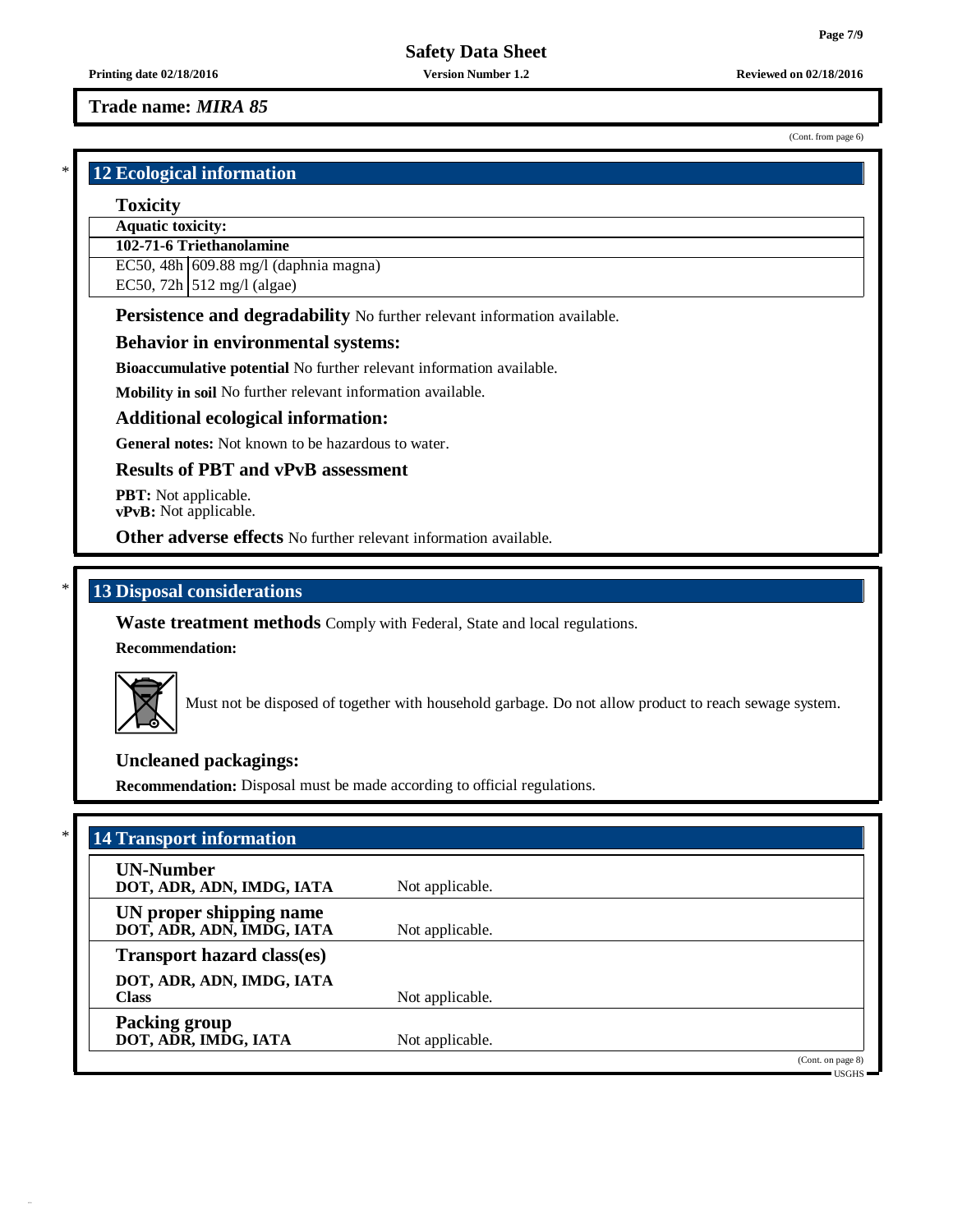**Trade name:** ***MIRA 85***

(Cont. from page 6)

## * 12 Ecological information

### Toxicity

| Aquatic toxicity: | |
|---|---|
| **102-71-6 Triethanolamine** | |
| EC50, 48h | 609.88 mg/l (daphnia magna) |
| EC50, 72h | 512 mg/l (algae) |

**Persistence and degradability** No further relevant information available.

### Behavior in environmental systems:

**Bioaccumulative potential** No further relevant information available.

**Mobility in soil** No further relevant information available.

### Additional ecological information:

**General notes:** Not known to be hazardous to water.

### Results of PBT and vPvB assessment

**PBT:** Not applicable.
**vPvB:** Not applicable.

**Other adverse effects** No further relevant information available.

## * 13 Disposal considerations

**Waste treatment methods** Comply with Federal, State and local regulations.

**Recommendation:**

Must not be disposed of together with household garbage. Do not allow product to reach sewage system.

### Uncleaned packagings:

**Recommendation:** Disposal must be made according to official regulations.

## * 14 Transport information

| | |
|---|---|
| **UN-Number**<br>**DOT, ADR, ADN, IMDG, IATA** | Not applicable. |
| **UN proper shipping name**<br>**DOT, ADR, ADN, IMDG, IATA** | Not applicable. |
| **Transport hazard class(es)** | |
| **DOT, ADR, ADN, IMDG, IATA**<br>**Class** | Not applicable. |
| **Packing group**<br>**DOT, ADR, IMDG, IATA** | Not applicable. |

(Cont. on page 8)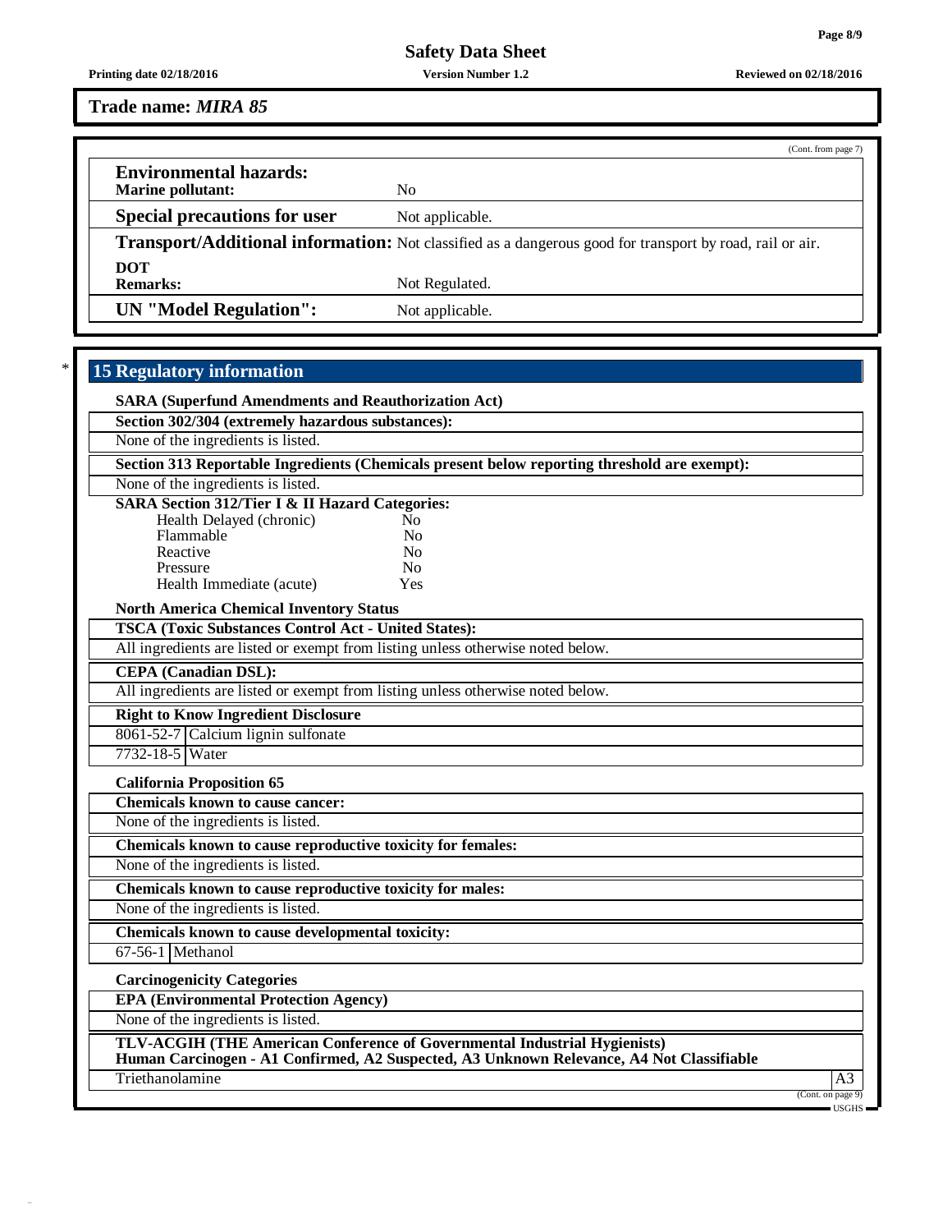**Trade name:** ***MIRA 85***

(Cont. from page 7)

| | |
|---|---|
| **Environmental hazards:** | |
| **Marine pollutant:** | No |
| **Special precautions for user** | Not applicable. |
| **Transport/Additional information:** | Not classified as a dangerous good for transport by road, rail or air. |
| **DOT** | |
| **Remarks:** | Not Regulated. |
| **UN "Model Regulation":** | Not applicable. |

\* ## 15 Regulatory information

**SARA (Superfund Amendments and Reauthorization Act)**

**Section 302/304 (extremely hazardous substances):**

None of the ingredients is listed.

**Section 313 Reportable Ingredients (Chemicals present below reporting threshold are exempt):**

None of the ingredients is listed.

**SARA Section 312/Tier I & II Hazard Categories:**

| | |
|---|---|
| Health Delayed (chronic) | No |
| Flammable | No |
| Reactive | No |
| Pressure | No |
| Health Immediate (acute) | Yes |

**North America Chemical Inventory Status**

**TSCA (Toxic Substances Control Act - United States):**

All ingredients are listed or exempt from listing unless otherwise noted below.

**CEPA (Canadian DSL):**

All ingredients are listed or exempt from listing unless otherwise noted below.

**Right to Know Ingredient Disclosure**

| | |
|---|---|
| 8061-52-7 | Calcium lignin sulfonate |
| 7732-18-5 | Water |

**California Proposition 65**

**Chemicals known to cause cancer:**

None of the ingredients is listed.

**Chemicals known to cause reproductive toxicity for females:**

None of the ingredients is listed.

**Chemicals known to cause reproductive toxicity for males:**

None of the ingredients is listed.

**Chemicals known to cause developmental toxicity:**

| | |
|---|---|
| 67-56-1 | Methanol |

**Carcinogenicity Categories**

**EPA (Environmental Protection Agency)**

None of the ingredients is listed.

**TLV-ACGIH (THE American Conference of Governmental Industrial Hygienists)**
**Human Carcinogen - A1 Confirmed, A2 Suspected, A3 Unknown Relevance, A4 Not Classifiable**

| | |
|---|---|
| Triethanolamine | A3 |

(Cont. on page 9)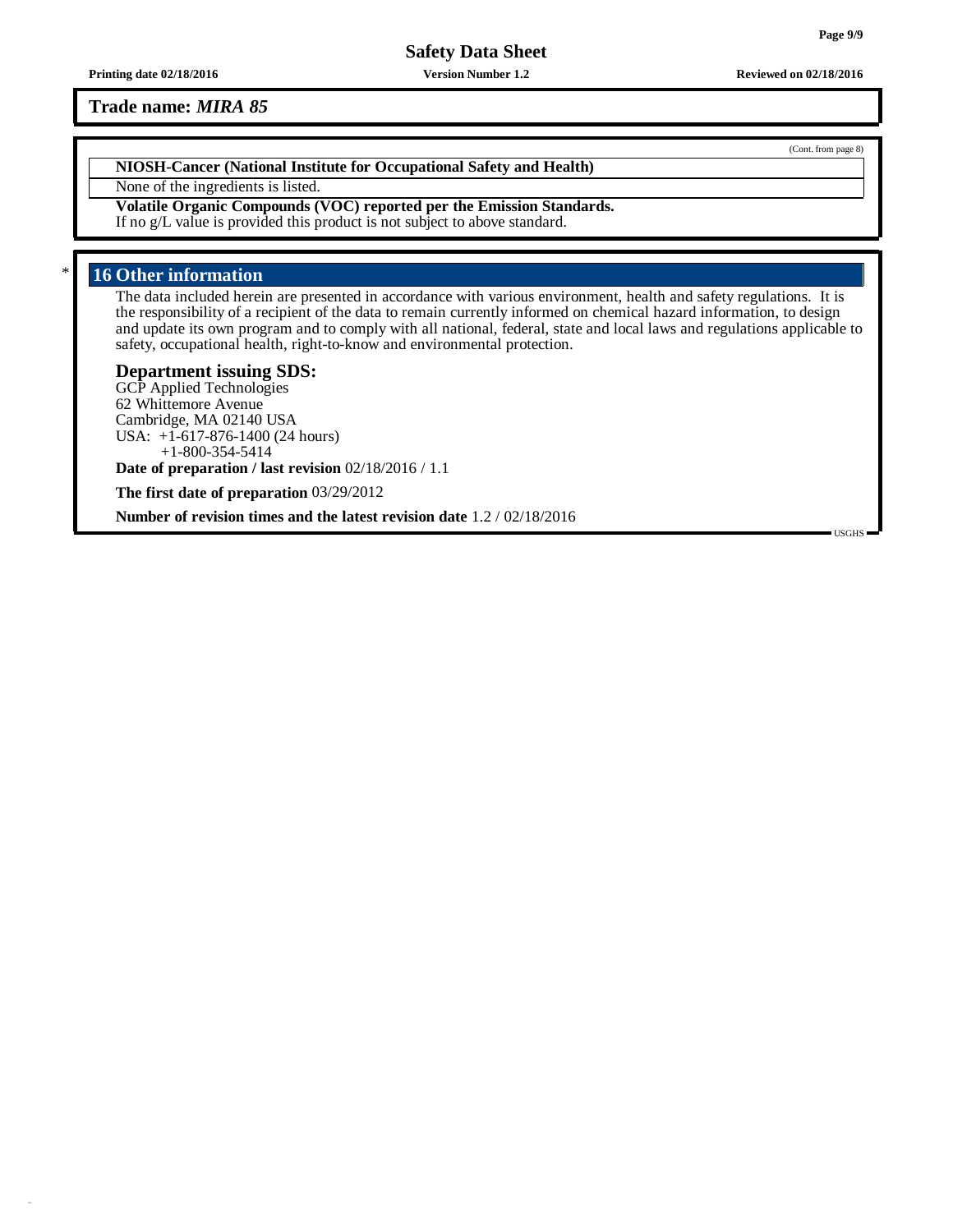(Cont. from page 8)

**NIOSH-Cancer (National Institute for Occupational Safety and Health)**

None of the ingredients is listed.

**Volatile Organic Compounds (VOC) reported per the Emission Standards.**

If no g/L value is provided this product is not subject to above standard.

## * 16 Other information

The data included herein are presented in accordance with various environment, health and safety regulations. It is the responsibility of a recipient of the data to remain currently informed on chemical hazard information, to design and update its own program and to comply with all national, federal, state and local laws and regulations applicable to safety, occupational health, right-to-know and environmental protection.

### Department issuing SDS:

GCP Applied Technologies
62 Whittemore Avenue
Cambridge, MA 02140 USA
USA: +1-617-876-1400 (24 hours)
+1-800-354-5414

**Date of preparation / last revision** 02/18/2016 / 1.1

**The first date of preparation** 03/29/2012

**Number of revision times and the latest revision date** 1.2 / 02/18/2016

USGHS